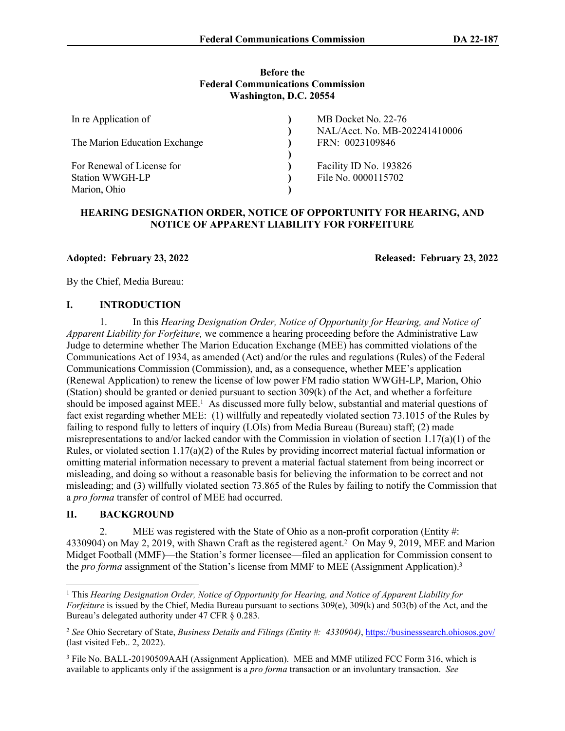**Before the**
**Federal Communications Commission**
**Washington, D.C. 20554**

| In re Application of | ) | MB Docket No. 22-76 |
|---|---|---|
| | ) | NAL/Acct. No. MB-202241410006 |
| The Marion Education Exchange | ) | FRN: 0023109846 |
| | ) | |
| For Renewal of License for | ) | Facility ID No. 193826 |
| Station WWGH-LP | ) | File No. 0000115702 |
| Marion, Ohio | ) | |

**HEARING DESIGNATION ORDER, NOTICE OF OPPORTUNITY FOR HEARING, AND NOTICE OF APPARENT LIABILITY FOR FORFEITURE**

**Adopted: February 23, 2022** **Released: February 23, 2022**

By the Chief, Media Bureau:

## I. INTRODUCTION

1. In this *Hearing Designation Order, Notice of Opportunity for Hearing, and Notice of Apparent Liability for Forfeiture,* we commence a hearing proceeding before the Administrative Law Judge to determine whether The Marion Education Exchange (MEE) has committed violations of the Communications Act of 1934, as amended (Act) and/or the rules and regulations (Rules) of the Federal Communications Commission (Commission), and, as a consequence, whether MEE's application (Renewal Application) to renew the license of low power FM radio station WWGH-LP, Marion, Ohio (Station) should be granted or denied pursuant to section 309(k) of the Act, and whether a forfeiture should be imposed against MEE.[1] As discussed more fully below, substantial and material questions of fact exist regarding whether MEE: (1) willfully and repeatedly violated section 73.1015 of the Rules by failing to respond fully to letters of inquiry (LOIs) from Media Bureau (Bureau) staff; (2) made misrepresentations to and/or lacked candor with the Commission in violation of section 1.17(a)(1) of the Rules, or violated section 1.17(a)(2) of the Rules by providing incorrect material factual information or omitting material information necessary to prevent a material factual statement from being incorrect or misleading, and doing so without a reasonable basis for believing the information to be correct and not misleading; and (3) willfully violated section 73.865 of the Rules by failing to notify the Commission that a *pro forma* transfer of control of MEE had occurred.

## II. BACKGROUND

2. MEE was registered with the State of Ohio as a non-profit corporation (Entity #: 4330904) on May 2, 2019, with Shawn Craft as the registered agent.[2] On May 9, 2019, MEE and Marion Midget Football (MMF)—the Station's former licensee—filed an application for Commission consent to the *pro forma* assignment of the Station's license from MMF to MEE (Assignment Application).[3]

---

[1] This *Hearing Designation Order, Notice of Opportunity for Hearing, and Notice of Apparent Liability for Forfeiture* is issued by the Chief, Media Bureau pursuant to sections 309(e), 309(k) and 503(b) of the Act, and the Bureau's delegated authority under 47 CFR § 0.283.

[2] *See* Ohio Secretary of State, *Business Details and Filings (Entity #: 4330904)*, https://businesssearch.ohiosos.gov/ (last visited Feb.. 2, 2022).

[3] File No. BALL-20190509AAH (Assignment Application). MEE and MMF utilized FCC Form 316, which is available to applicants only if the assignment is a *pro forma* transaction or an involuntary transaction. *See*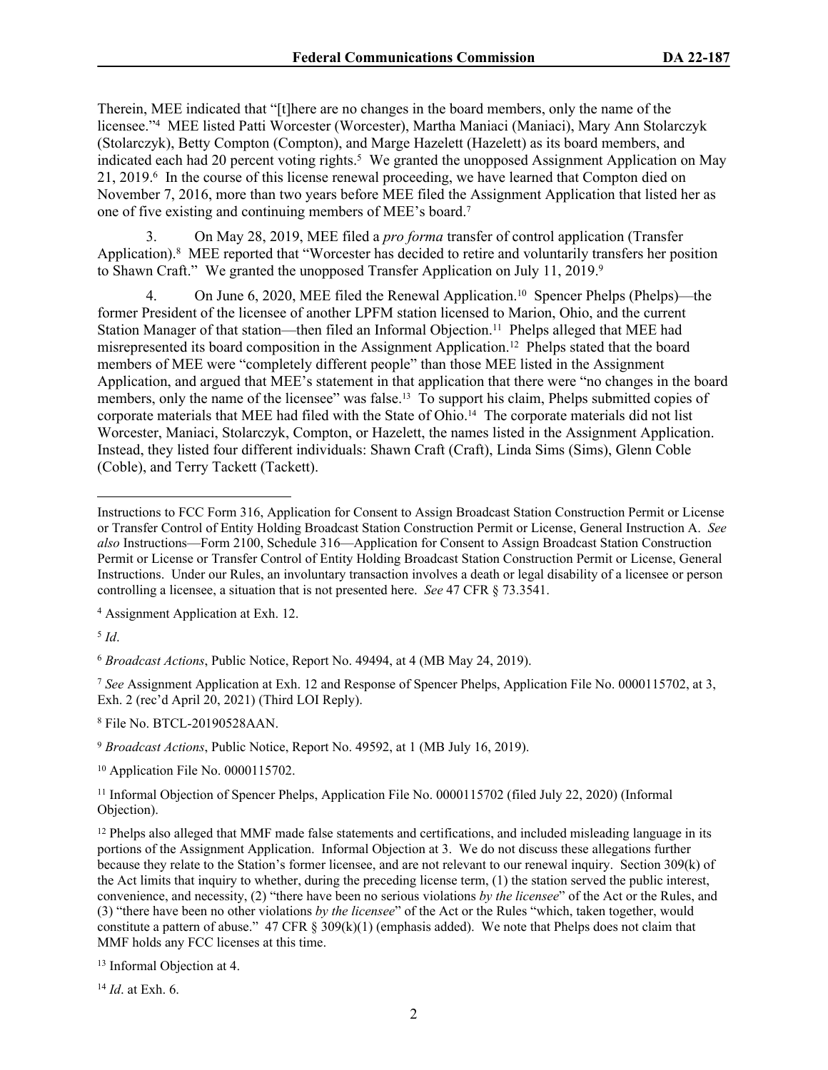Therein, MEE indicated that "[t]here are no changes in the board members, only the name of the licensee."[4] MEE listed Patti Worcester (Worcester), Martha Maniaci (Maniaci), Mary Ann Stolarczyk (Stolarczyk), Betty Compton (Compton), and Marge Hazelett (Hazelett) as its board members, and indicated each had 20 percent voting rights.[5] We granted the unopposed Assignment Application on May 21, 2019.[6] In the course of this license renewal proceeding, we have learned that Compton died on November 7, 2016, more than two years before MEE filed the Assignment Application that listed her as one of five existing and continuing members of MEE's board.[7]

3. On May 28, 2019, MEE filed a *pro forma* transfer of control application (Transfer Application).[8] MEE reported that "Worcester has decided to retire and voluntarily transfers her position to Shawn Craft." We granted the unopposed Transfer Application on July 11, 2019.[9]

4. On June 6, 2020, MEE filed the Renewal Application.[10] Spencer Phelps (Phelps)—the former President of the licensee of another LPFM station licensed to Marion, Ohio, and the current Station Manager of that station—then filed an Informal Objection.[11] Phelps alleged that MEE had misrepresented its board composition in the Assignment Application.[12] Phelps stated that the board members of MEE were "completely different people" than those MEE listed in the Assignment Application, and argued that MEE's statement in that application that there were "no changes in the board members, only the name of the licensee" was false.[13] To support his claim, Phelps submitted copies of corporate materials that MEE had filed with the State of Ohio.[14] The corporate materials did not list Worcester, Maniaci, Stolarczyk, Compton, or Hazelett, the names listed in the Assignment Application. Instead, they listed four different individuals: Shawn Craft (Craft), Linda Sims (Sims), Glenn Coble (Coble), and Terry Tackett (Tackett).

---

Instructions to FCC Form 316, Application for Consent to Assign Broadcast Station Construction Permit or License or Transfer Control of Entity Holding Broadcast Station Construction Permit or License, General Instruction A. *See also* Instructions—Form 2100, Schedule 316—Application for Consent to Assign Broadcast Station Construction Permit or License or Transfer Control of Entity Holding Broadcast Station Construction Permit or License, General Instructions. Under our Rules, an involuntary transaction involves a death or legal disability of a licensee or person controlling a licensee, a situation that is not presented here. *See* 47 CFR § 73.3541.

[4] Assignment Application at Exh. 12.

[5] *Id*.

[6] *Broadcast Actions*, Public Notice, Report No. 49494, at 4 (MB May 24, 2019).

[7] *See* Assignment Application at Exh. 12 and Response of Spencer Phelps, Application File No. 0000115702, at 3, Exh. 2 (rec'd April 20, 2021) (Third LOI Reply).

[8] File No. BTCL-20190528AAN.

[9] *Broadcast Actions*, Public Notice, Report No. 49592, at 1 (MB July 16, 2019).

[10] Application File No. 0000115702.

[11] Informal Objection of Spencer Phelps, Application File No. 0000115702 (filed July 22, 2020) (Informal Objection).

[12] Phelps also alleged that MMF made false statements and certifications, and included misleading language in its portions of the Assignment Application. Informal Objection at 3. We do not discuss these allegations further because they relate to the Station's former licensee, and are not relevant to our renewal inquiry. Section 309(k) of the Act limits that inquiry to whether, during the preceding license term, (1) the station served the public interest, convenience, and necessity, (2) "there have been no serious violations *by the licensee*" of the Act or the Rules, and (3) "there have been no other violations *by the licensee*" of the Act or the Rules "which, taken together, would constitute a pattern of abuse." 47 CFR § 309(k)(1) (emphasis added). We note that Phelps does not claim that MMF holds any FCC licenses at this time.

[13] Informal Objection at 4.

[14] *Id*. at Exh. 6.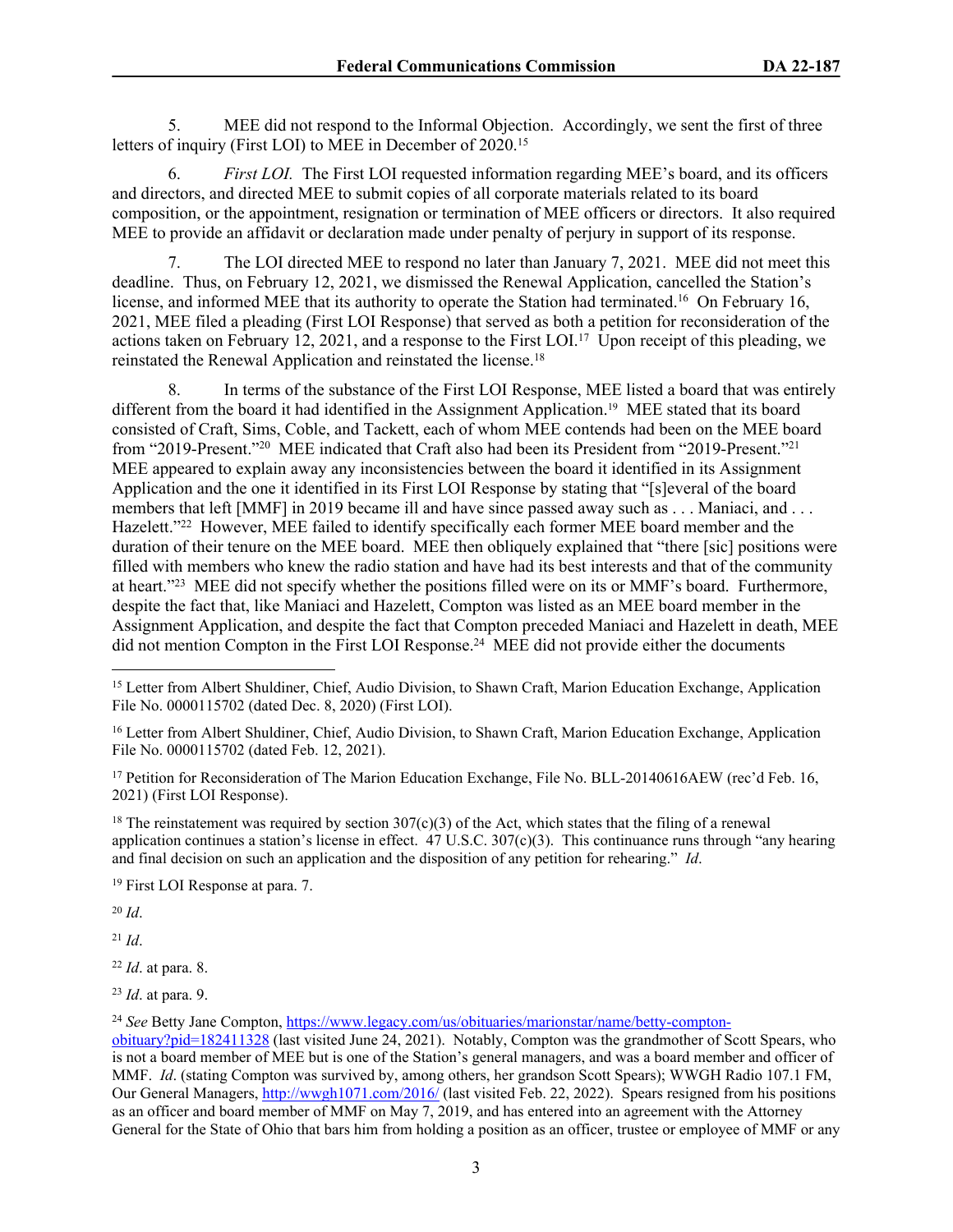5. MEE did not respond to the Informal Objection. Accordingly, we sent the first of three letters of inquiry (First LOI) to MEE in December of 2020.[15]

6. *First LOI.* The First LOI requested information regarding MEE's board, and its officers and directors, and directed MEE to submit copies of all corporate materials related to its board composition, or the appointment, resignation or termination of MEE officers or directors. It also required MEE to provide an affidavit or declaration made under penalty of perjury in support of its response.

7. The LOI directed MEE to respond no later than January 7, 2021. MEE did not meet this deadline. Thus, on February 12, 2021, we dismissed the Renewal Application, cancelled the Station's license, and informed MEE that its authority to operate the Station had terminated.[16] On February 16, 2021, MEE filed a pleading (First LOI Response) that served as both a petition for reconsideration of the actions taken on February 12, 2021, and a response to the First LOI.[17] Upon receipt of this pleading, we reinstated the Renewal Application and reinstated the license.[18]

8. In terms of the substance of the First LOI Response, MEE listed a board that was entirely different from the board it had identified in the Assignment Application.[19] MEE stated that its board consisted of Craft, Sims, Coble, and Tackett, each of whom MEE contends had been on the MEE board from "2019-Present."[20] MEE indicated that Craft also had been its President from "2019-Present."[21] MEE appeared to explain away any inconsistencies between the board it identified in its Assignment Application and the one it identified in its First LOI Response by stating that "[s]everal of the board members that left [MMF] in 2019 became ill and have since passed away such as . . . Maniaci, and . . . Hazelett."[22] However, MEE failed to identify specifically each former MEE board member and the duration of their tenure on the MEE board. MEE then obliquely explained that "there [sic] positions were filled with members who knew the radio station and have had its best interests and that of the community at heart."[23] MEE did not specify whether the positions filled were on its or MMF's board. Furthermore, despite the fact that, like Maniaci and Hazelett, Compton was listed as an MEE board member in the Assignment Application, and despite the fact that Compton preceded Maniaci and Hazelett in death, MEE did not mention Compton in the First LOI Response.[24] MEE did not provide either the documents

---

[15] Letter from Albert Shuldiner, Chief, Audio Division, to Shawn Craft, Marion Education Exchange, Application File No. 0000115702 (dated Dec. 8, 2020) (First LOI).

[16] Letter from Albert Shuldiner, Chief, Audio Division, to Shawn Craft, Marion Education Exchange, Application File No. 0000115702 (dated Feb. 12, 2021).

[17] Petition for Reconsideration of The Marion Education Exchange, File No. BLL-20140616AEW (rec'd Feb. 16, 2021) (First LOI Response).

[18] The reinstatement was required by section 307(c)(3) of the Act, which states that the filing of a renewal application continues a station's license in effect. 47 U.S.C. 307(c)(3). This continuance runs through "any hearing and final decision on such an application and the disposition of any petition for rehearing." *Id*.

[19] First LOI Response at para. 7.

[20] *Id*.

[21] *Id*.

[22] *Id*. at para. 8.

[23] *Id*. at para. 9.

[24] *See* Betty Jane Compton, https://www.legacy.com/us/obituaries/marionstar/name/betty-compton-obituary?pid=182411328 (last visited June 24, 2021). Notably, Compton was the grandmother of Scott Spears, who is not a board member of MEE but is one of the Station's general managers, and was a board member and officer of MMF. *Id*. (stating Compton was survived by, among others, her grandson Scott Spears); WWGH Radio 107.1 FM, Our General Managers, http://wwgh1071.com/2016/ (last visited Feb. 22, 2022). Spears resigned from his positions as an officer and board member of MMF on May 7, 2019, and has entered into an agreement with the Attorney General for the State of Ohio that bars him from holding a position as an officer, trustee or employee of MMF or any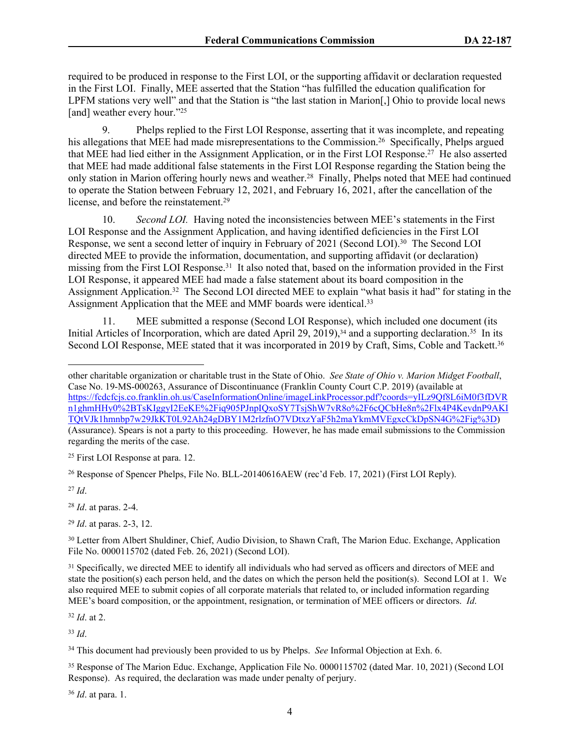required to be produced in response to the First LOI, or the supporting affidavit or declaration requested in the First LOI. Finally, MEE asserted that the Station "has fulfilled the education qualification for LPFM stations very well" and that the Station is "the last station in Marion[,] Ohio to provide local news [and] weather every hour."[25]

9. Phelps replied to the First LOI Response, asserting that it was incomplete, and repeating his allegations that MEE had made misrepresentations to the Commission.[26] Specifically, Phelps argued that MEE had lied either in the Assignment Application, or in the First LOI Response.[27] He also asserted that MEE had made additional false statements in the First LOI Response regarding the Station being the only station in Marion offering hourly news and weather.[28] Finally, Phelps noted that MEE had continued to operate the Station between February 12, 2021, and February 16, 2021, after the cancellation of the license, and before the reinstatement.[29]

10. *Second LOI.* Having noted the inconsistencies between MEE's statements in the First LOI Response and the Assignment Application, and having identified deficiencies in the First LOI Response, we sent a second letter of inquiry in February of 2021 (Second LOI).[30] The Second LOI directed MEE to provide the information, documentation, and supporting affidavit (or declaration) missing from the First LOI Response.[31] It also noted that, based on the information provided in the First LOI Response, it appeared MEE had made a false statement about its board composition in the Assignment Application.[32] The Second LOI directed MEE to explain "what basis it had" for stating in the Assignment Application that the MEE and MMF boards were identical.[33]

11. MEE submitted a response (Second LOI Response), which included one document (its Initial Articles of Incorporation, which are dated April 29, 2019),[34] and a supporting declaration.[35] In its Second LOI Response, MEE stated that it was incorporated in 2019 by Craft, Sims, Coble and Tackett.[36]

---

other charitable organization or charitable trust in the State of Ohio. *See State of Ohio v. Marion Midget Football*, Case No. 19-MS-000263, Assurance of Discontinuance (Franklin County Court C.P. 2019) (available at https://fcdcfcjs.co.franklin.oh.us/CaseInformationOnline/imageLinkProcessor.pdf?coords=yILz9Qf8L6iM0f3fDVRn1ghmHHy0%2BTsKIggyI2EeKE%2Fiq905PJnpIQxoSY7TsjShW7vR8o%2F6cQCbHe8n%2Flx4P4KevdnP9AKITQtVJk1hmnbp7w29JkKT0L92Ah24gDBY1M2rlzfnO7VDtxzYaF5h2maYkmMVEgxcCkDpSN4G%2Fig%3D) (Assurance). Spears is not a party to this proceeding. However, he has made email submissions to the Commission regarding the merits of the case.

[25] First LOI Response at para. 12.

[26] Response of Spencer Phelps, File No. BLL-20140616AEW (rec'd Feb. 17, 2021) (First LOI Reply).

[27] *Id*.

[28] *Id*. at paras. 2-4.

[29] *Id*. at paras. 2-3, 12.

[30] Letter from Albert Shuldiner, Chief, Audio Division, to Shawn Craft, The Marion Educ. Exchange, Application File No. 0000115702 (dated Feb. 26, 2021) (Second LOI).

[31] Specifically, we directed MEE to identify all individuals who had served as officers and directors of MEE and state the position(s) each person held, and the dates on which the person held the position(s). Second LOI at 1. We also required MEE to submit copies of all corporate materials that related to, or included information regarding MEE's board composition, or the appointment, resignation, or termination of MEE officers or directors. *Id*.

[32] *Id*. at 2.

[33] *Id*.

[34] This document had previously been provided to us by Phelps. *See* Informal Objection at Exh. 6.

[35] Response of The Marion Educ. Exchange, Application File No. 0000115702 (dated Mar. 10, 2021) (Second LOI Response). As required, the declaration was made under penalty of perjury.

[36] *Id*. at para. 1.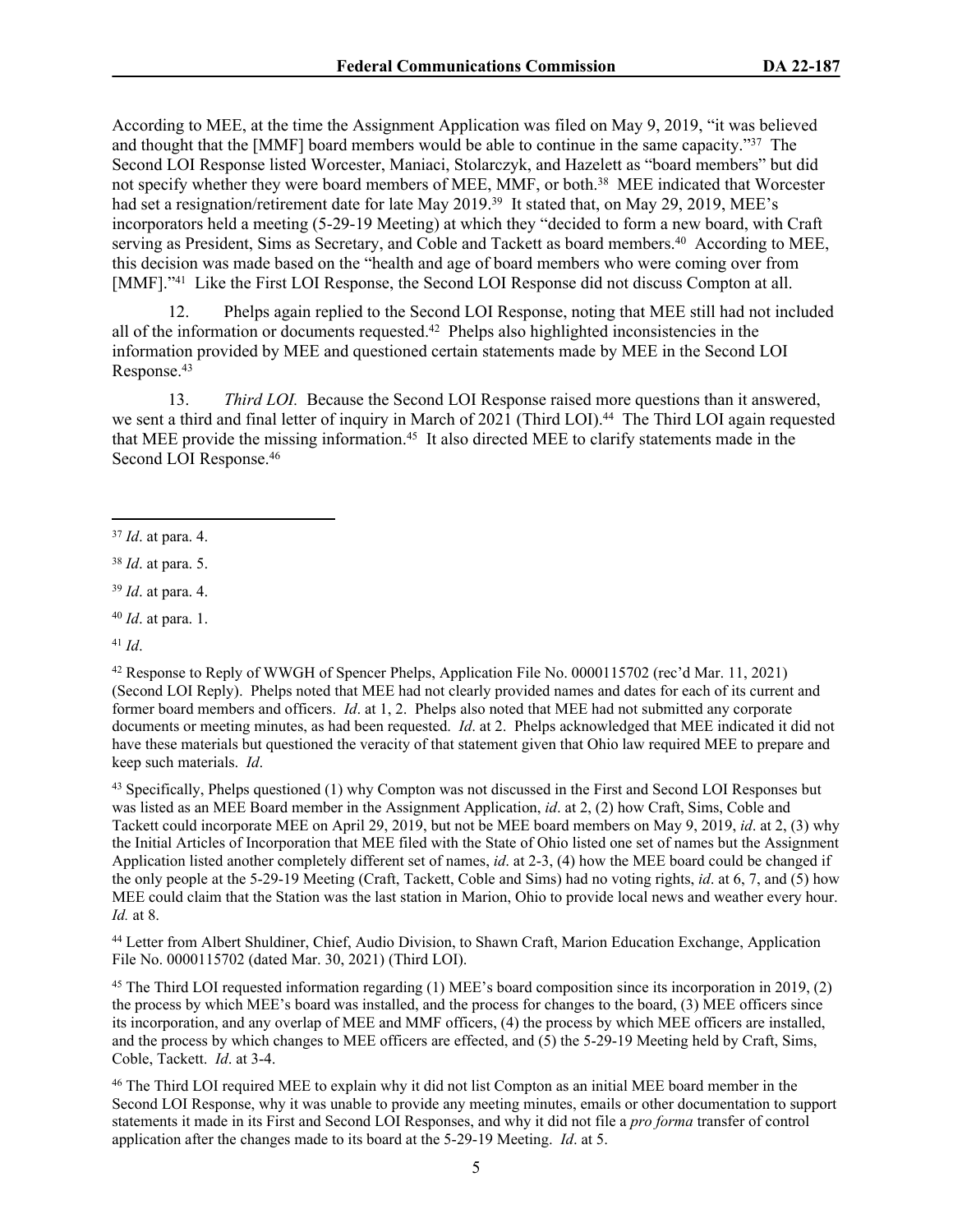According to MEE, at the time the Assignment Application was filed on May 9, 2019, "it was believed and thought that the [MMF] board members would be able to continue in the same capacity."[37] The Second LOI Response listed Worcester, Maniaci, Stolarczyk, and Hazelett as "board members" but did not specify whether they were board members of MEE, MMF, or both.[38] MEE indicated that Worcester had set a resignation/retirement date for late May 2019.[39] It stated that, on May 29, 2019, MEE's incorporators held a meeting (5-29-19 Meeting) at which they "decided to form a new board, with Craft serving as President, Sims as Secretary, and Coble and Tackett as board members.[40] According to MEE, this decision was made based on the "health and age of board members who were coming over from [MMF]."[41] Like the First LOI Response, the Second LOI Response did not discuss Compton at all.

12. Phelps again replied to the Second LOI Response, noting that MEE still had not included all of the information or documents requested.[42] Phelps also highlighted inconsistencies in the information provided by MEE and questioned certain statements made by MEE in the Second LOI Response.[43]

13. *Third LOI.* Because the Second LOI Response raised more questions than it answered, we sent a third and final letter of inquiry in March of 2021 (Third LOI).[44] The Third LOI again requested that MEE provide the missing information.[45] It also directed MEE to clarify statements made in the Second LOI Response.[46]

---

[37] *Id*. at para. 4.

[38] *Id*. at para. 5.

[39] *Id*. at para. 4.

[40] *Id*. at para. 1.

[41] *Id*.

[42] Response to Reply of WWGH of Spencer Phelps, Application File No. 0000115702 (rec'd Mar. 11, 2021) (Second LOI Reply). Phelps noted that MEE had not clearly provided names and dates for each of its current and former board members and officers. *Id*. at 1, 2. Phelps also noted that MEE had not submitted any corporate documents or meeting minutes, as had been requested. *Id*. at 2. Phelps acknowledged that MEE indicated it did not have these materials but questioned the veracity of that statement given that Ohio law required MEE to prepare and keep such materials. *Id*.

[43] Specifically, Phelps questioned (1) why Compton was not discussed in the First and Second LOI Responses but was listed as an MEE Board member in the Assignment Application, *id*. at 2, (2) how Craft, Sims, Coble and Tackett could incorporate MEE on April 29, 2019, but not be MEE board members on May 9, 2019, *id*. at 2, (3) why the Initial Articles of Incorporation that MEE filed with the State of Ohio listed one set of names but the Assignment Application listed another completely different set of names, *id*. at 2-3, (4) how the MEE board could be changed if the only people at the 5-29-19 Meeting (Craft, Tackett, Coble and Sims) had no voting rights, *id*. at 6, 7, and (5) how MEE could claim that the Station was the last station in Marion, Ohio to provide local news and weather every hour. *Id.* at 8.

[44] Letter from Albert Shuldiner, Chief, Audio Division, to Shawn Craft, Marion Education Exchange, Application File No. 0000115702 (dated Mar. 30, 2021) (Third LOI).

[45] The Third LOI requested information regarding (1) MEE's board composition since its incorporation in 2019, (2) the process by which MEE's board was installed, and the process for changes to the board, (3) MEE officers since its incorporation, and any overlap of MEE and MMF officers, (4) the process by which MEE officers are installed, and the process by which changes to MEE officers are effected, and (5) the 5-29-19 Meeting held by Craft, Sims, Coble, Tackett. *Id*. at 3-4.

[46] The Third LOI required MEE to explain why it did not list Compton as an initial MEE board member in the Second LOI Response, why it was unable to provide any meeting minutes, emails or other documentation to support statements it made in its First and Second LOI Responses, and why it did not file a *pro forma* transfer of control application after the changes made to its board at the 5-29-19 Meeting. *Id*. at 5.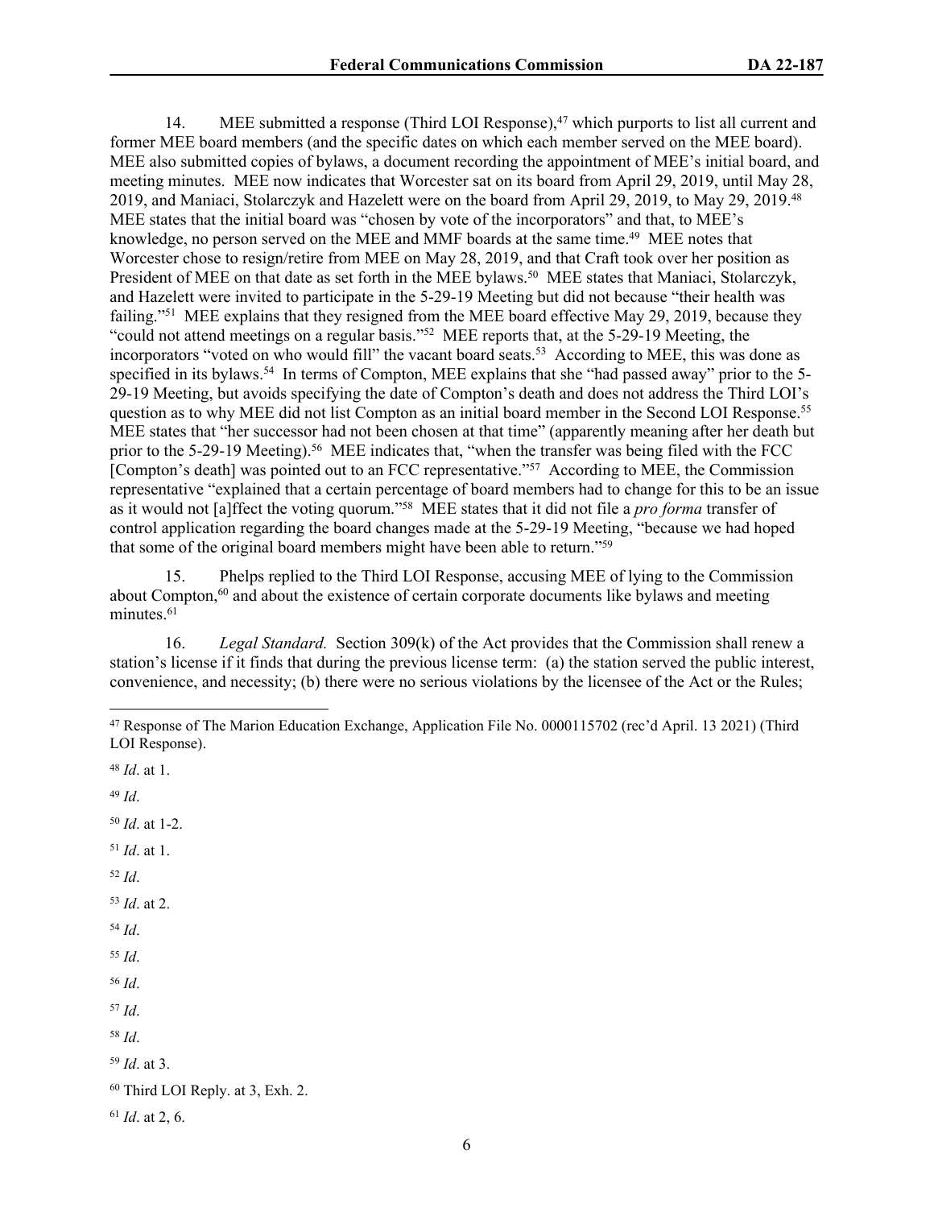14. MEE submitted a response (Third LOI Response),[47] which purports to list all current and former MEE board members (and the specific dates on which each member served on the MEE board). MEE also submitted copies of bylaws, a document recording the appointment of MEE's initial board, and meeting minutes. MEE now indicates that Worcester sat on its board from April 29, 2019, until May 28, 2019, and Maniaci, Stolarczyk and Hazelett were on the board from April 29, 2019, to May 29, 2019.[48] MEE states that the initial board was "chosen by vote of the incorporators" and that, to MEE's knowledge, no person served on the MEE and MMF boards at the same time.[49] MEE notes that Worcester chose to resign/retire from MEE on May 28, 2019, and that Craft took over her position as President of MEE on that date as set forth in the MEE bylaws.[50] MEE states that Maniaci, Stolarczyk, and Hazelett were invited to participate in the 5-29-19 Meeting but did not because "their health was failing."[51] MEE explains that they resigned from the MEE board effective May 29, 2019, because they "could not attend meetings on a regular basis."[52] MEE reports that, at the 5-29-19 Meeting, the incorporators "voted on who would fill" the vacant board seats.[53] According to MEE, this was done as specified in its bylaws.[54] In terms of Compton, MEE explains that she "had passed away" prior to the 5-29-19 Meeting, but avoids specifying the date of Compton's death and does not address the Third LOI's question as to why MEE did not list Compton as an initial board member in the Second LOI Response.[55] MEE states that "her successor had not been chosen at that time" (apparently meaning after her death but prior to the 5-29-19 Meeting).[56] MEE indicates that, "when the transfer was being filed with the FCC [Compton's death] was pointed out to an FCC representative."[57] According to MEE, the Commission representative "explained that a certain percentage of board members had to change for this to be an issue as it would not [a]ffect the voting quorum."[58] MEE states that it did not file a *pro forma* transfer of control application regarding the board changes made at the 5-29-19 Meeting, "because we had hoped that some of the original board members might have been able to return."[59]

15. Phelps replied to the Third LOI Response, accusing MEE of lying to the Commission about Compton,[60] and about the existence of certain corporate documents like bylaws and meeting minutes.[61]

16. *Legal Standard.* Section 309(k) of the Act provides that the Commission shall renew a station's license if it finds that during the previous license term: (a) the station served the public interest, convenience, and necessity; (b) there were no serious violations by the licensee of the Act or the Rules;

---

[47] Response of The Marion Education Exchange, Application File No. 0000115702 (rec'd April. 13 2021) (Third LOI Response).

[48] *Id*. at 1.

[49] *Id*.

[50] *Id*. at 1-2.

[51] *Id*. at 1.

[52] *Id*.

[53] *Id*. at 2.

[54] *Id*.

[55] *Id*.

[56] *Id*.

[57] *Id*.

[58] *Id*.

[59] *Id*. at 3.

[60] Third LOI Reply. at 3, Exh. 2.

[61] *Id*. at 2, 6.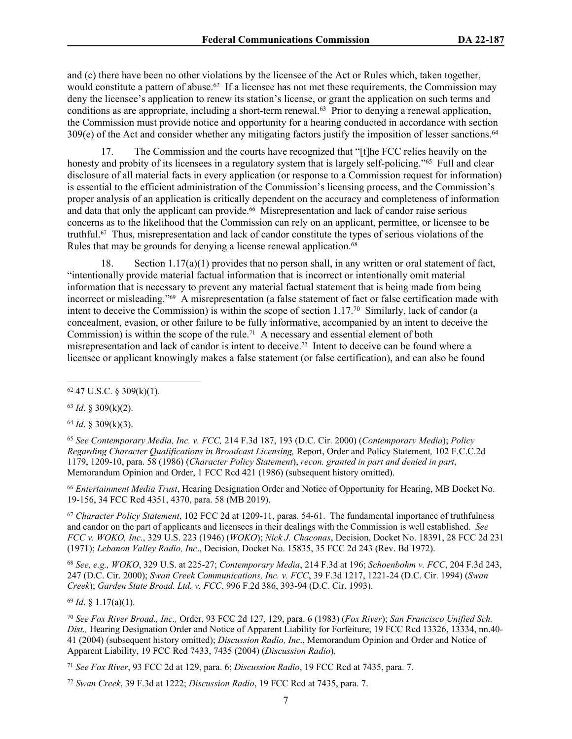and (c) there have been no other violations by the licensee of the Act or Rules which, taken together, would constitute a pattern of abuse.[62] If a licensee has not met these requirements, the Commission may deny the licensee's application to renew its station's license, or grant the application on such terms and conditions as are appropriate, including a short-term renewal.[63] Prior to denying a renewal application, the Commission must provide notice and opportunity for a hearing conducted in accordance with section 309(e) of the Act and consider whether any mitigating factors justify the imposition of lesser sanctions.[64]

17. The Commission and the courts have recognized that "[t]he FCC relies heavily on the honesty and probity of its licensees in a regulatory system that is largely self-policing."[65] Full and clear disclosure of all material facts in every application (or response to a Commission request for information) is essential to the efficient administration of the Commission's licensing process, and the Commission's proper analysis of an application is critically dependent on the accuracy and completeness of information and data that only the applicant can provide.[66] Misrepresentation and lack of candor raise serious concerns as to the likelihood that the Commission can rely on an applicant, permittee, or licensee to be truthful.[67] Thus, misrepresentation and lack of candor constitute the types of serious violations of the Rules that may be grounds for denying a license renewal application.[68]

18. Section 1.17(a)(1) provides that no person shall, in any written or oral statement of fact, "intentionally provide material factual information that is incorrect or intentionally omit material information that is necessary to prevent any material factual statement that is being made from being incorrect or misleading."[69] A misrepresentation (a false statement of fact or false certification made with intent to deceive the Commission) is within the scope of section 1.17.[70] Similarly, lack of candor (a concealment, evasion, or other failure to be fully informative, accompanied by an intent to deceive the Commission) is within the scope of the rule.[71] A necessary and essential element of both misrepresentation and lack of candor is intent to deceive.[72] Intent to deceive can be found where a licensee or applicant knowingly makes a false statement (or false certification), and can also be found

---

[62] 47 U.S.C. § 309(k)(1).

[63] *Id*. § 309(k)(2).

[64] *Id*. § 309(k)(3).

[65] *See Contemporary Media, Inc. v. FCC,* 214 F.3d 187, 193 (D.C. Cir. 2000) (*Contemporary Media*); *Policy Regarding Character Qualifications in Broadcast Licensing,* Report, Order and Policy Statement*,* 102 F.C.C.2d 1179, 1209-10, para. 58 (1986) (*Character Policy Statement*), *recon. granted in part and denied in part*, Memorandum Opinion and Order, 1 FCC Rcd 421 (1986) (subsequent history omitted).

[66] *Entertainment Media Trust*, Hearing Designation Order and Notice of Opportunity for Hearing, MB Docket No. 19-156, 34 FCC Rcd 4351, 4370, para. 58 (MB 2019).

[67] *Character Policy Statement*, 102 FCC 2d at 1209-11, paras. 54-61. The fundamental importance of truthfulness and candor on the part of applicants and licensees in their dealings with the Commission is well established. *See FCC v. WOKO, Inc*., 329 U.S. 223 (1946) (*WOKO*); *Nick J. Chaconas*, Decision, Docket No. 18391, 28 FCC 2d 231 (1971); *Lebanon Valley Radio, Inc*., Decision, Docket No. 15835, 35 FCC 2d 243 (Rev. Bd 1972).

[68] *See, e.g., WOKO*, 329 U.S. at 225-27; *Contemporary Media*, 214 F.3d at 196; *Schoenbohm v. FCC*, 204 F.3d 243, 247 (D.C. Cir. 2000); *Swan Creek Communications, Inc. v. FCC*, 39 F.3d 1217, 1221-24 (D.C. Cir. 1994) (*Swan Creek*); *Garden State Broad. Ltd. v. FCC*, 996 F.2d 386, 393-94 (D.C. Cir. 1993).

[69] *Id*. § 1.17(a)(1).

[70] *See Fox River Broad., Inc.,* Order, 93 FCC 2d 127, 129, para. 6 (1983) (*Fox River*); *San Francisco Unified Sch. Dist.,* Hearing Designation Order and Notice of Apparent Liability for Forfeiture, 19 FCC Rcd 13326, 13334, nn.40-41 (2004) (subsequent history omitted); *Discussion Radio, Inc*., Memorandum Opinion and Order and Notice of Apparent Liability, 19 FCC Rcd 7433, 7435 (2004) (*Discussion Radio*).

[71] *See Fox River*, 93 FCC 2d at 129, para. 6; *Discussion Radio*, 19 FCC Rcd at 7435, para. 7.

[72] *Swan Creek*, 39 F.3d at 1222; *Discussion Radio*, 19 FCC Rcd at 7435, para. 7.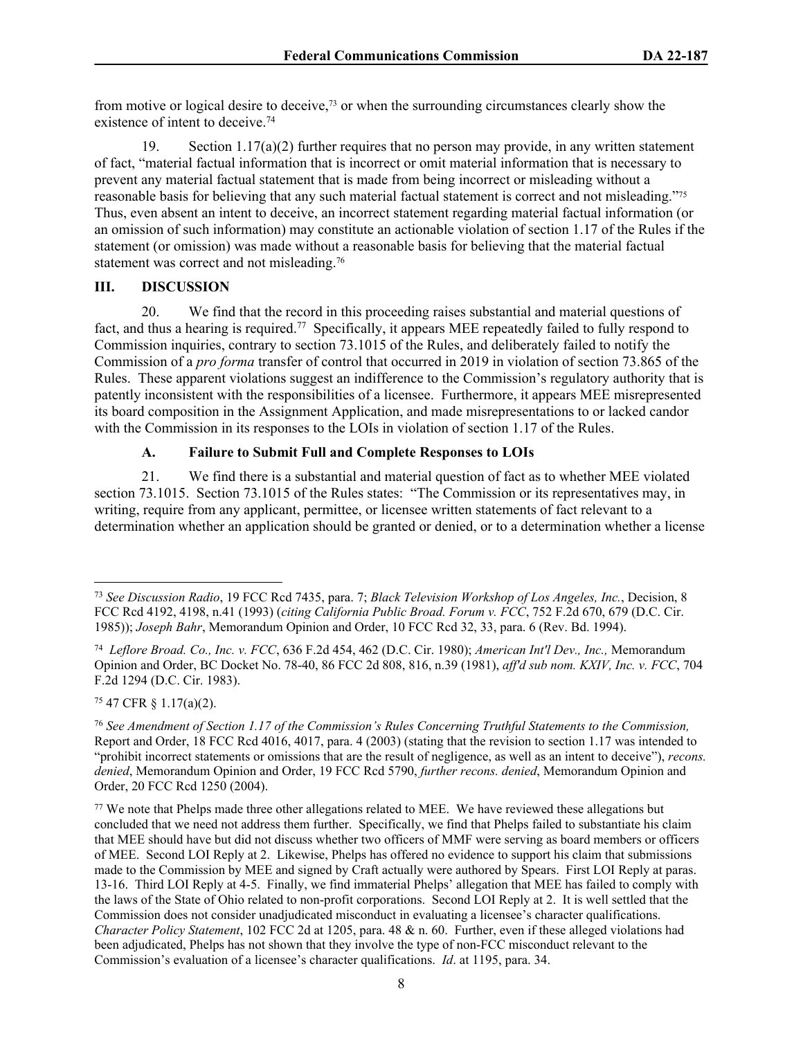from motive or logical desire to deceive,[73] or when the surrounding circumstances clearly show the existence of intent to deceive.[74]

19. Section 1.17(a)(2) further requires that no person may provide, in any written statement of fact, "material factual information that is incorrect or omit material information that is necessary to prevent any material factual statement that is made from being incorrect or misleading without a reasonable basis for believing that any such material factual statement is correct and not misleading."[75] Thus, even absent an intent to deceive, an incorrect statement regarding material factual information (or an omission of such information) may constitute an actionable violation of section 1.17 of the Rules if the statement (or omission) was made without a reasonable basis for believing that the material factual statement was correct and not misleading.[76]

## III. DISCUSSION

20. We find that the record in this proceeding raises substantial and material questions of fact, and thus a hearing is required.[77] Specifically, it appears MEE repeatedly failed to fully respond to Commission inquiries, contrary to section 73.1015 of the Rules, and deliberately failed to notify the Commission of a *pro forma* transfer of control that occurred in 2019 in violation of section 73.865 of the Rules. These apparent violations suggest an indifference to the Commission's regulatory authority that is patently inconsistent with the responsibilities of a licensee. Furthermore, it appears MEE misrepresented its board composition in the Assignment Application, and made misrepresentations to or lacked candor with the Commission in its responses to the LOIs in violation of section 1.17 of the Rules.

### A. Failure to Submit Full and Complete Responses to LOIs

21. We find there is a substantial and material question of fact as to whether MEE violated section 73.1015. Section 73.1015 of the Rules states: "The Commission or its representatives may, in writing, require from any applicant, permittee, or licensee written statements of fact relevant to a determination whether an application should be granted or denied, or to a determination whether a license

---

[73] *See Discussion Radio*, 19 FCC Rcd 7435, para. 7; *Black Television Workshop of Los Angeles, Inc.*, Decision, 8 FCC Rcd 4192, 4198, n.41 (1993) (*citing California Public Broad. Forum v. FCC*, 752 F.2d 670, 679 (D.C. Cir. 1985)); *Joseph Bahr*, Memorandum Opinion and Order, 10 FCC Rcd 32, 33, para. 6 (Rev. Bd. 1994).

[74] *Leflore Broad. Co., Inc. v. FCC*, 636 F.2d 454, 462 (D.C. Cir. 1980); *American Int'l Dev., Inc.,* Memorandum Opinion and Order, BC Docket No. 78-40, 86 FCC 2d 808, 816, n.39 (1981), *aff'd sub nom. KXIV, Inc. v. FCC*, 704 F.2d 1294 (D.C. Cir. 1983).

[75] 47 CFR § 1.17(a)(2).

[76] *See Amendment of Section 1.17 of the Commission's Rules Concerning Truthful Statements to the Commission,* Report and Order, 18 FCC Rcd 4016, 4017, para. 4 (2003) (stating that the revision to section 1.17 was intended to "prohibit incorrect statements or omissions that are the result of negligence, as well as an intent to deceive"), *recons. denied*, Memorandum Opinion and Order, 19 FCC Rcd 5790, *further recons. denied*, Memorandum Opinion and Order, 20 FCC Rcd 1250 (2004).

[77] We note that Phelps made three other allegations related to MEE. We have reviewed these allegations but concluded that we need not address them further. Specifically, we find that Phelps failed to substantiate his claim that MEE should have but did not discuss whether two officers of MMF were serving as board members or officers of MEE. Second LOI Reply at 2. Likewise, Phelps has offered no evidence to support his claim that submissions made to the Commission by MEE and signed by Craft actually were authored by Spears. First LOI Reply at paras. 13-16. Third LOI Reply at 4-5. Finally, we find immaterial Phelps' allegation that MEE has failed to comply with the laws of the State of Ohio related to non-profit corporations. Second LOI Reply at 2. It is well settled that the Commission does not consider unadjudicated misconduct in evaluating a licensee's character qualifications. *Character Policy Statement*, 102 FCC 2d at 1205, para. 48 & n. 60. Further, even if these alleged violations had been adjudicated, Phelps has not shown that they involve the type of non-FCC misconduct relevant to the Commission's evaluation of a licensee's character qualifications. *Id*. at 1195, para. 34.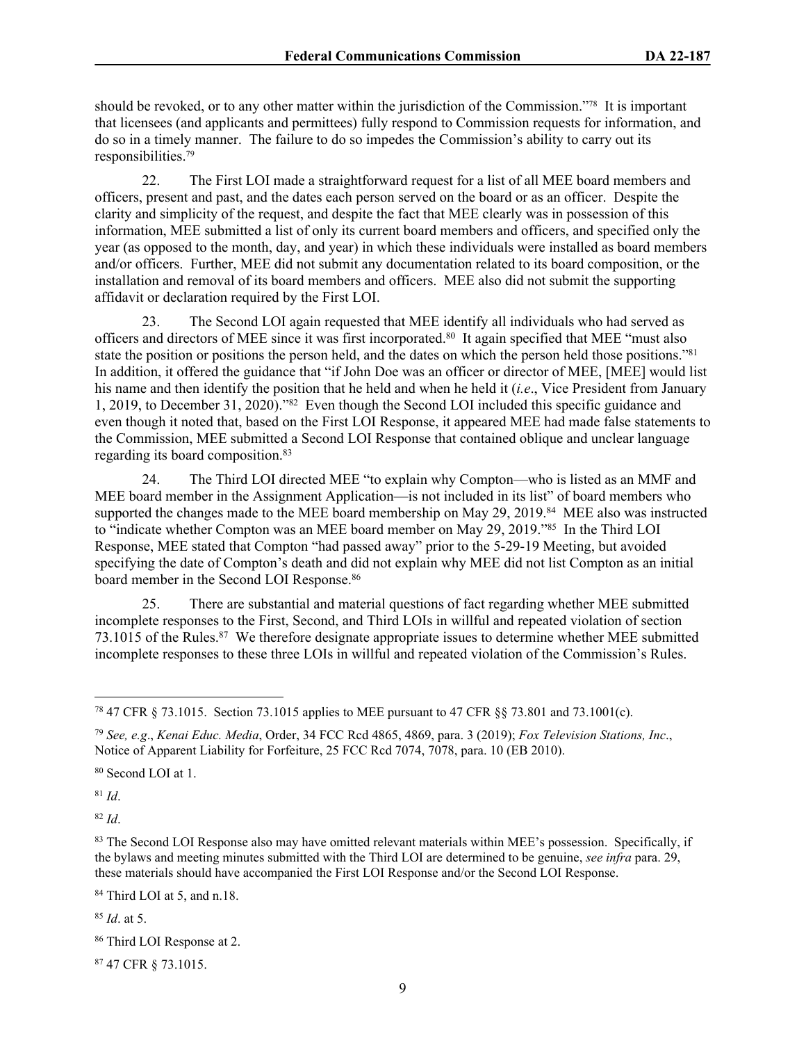should be revoked, or to any other matter within the jurisdiction of the Commission."[78] It is important that licensees (and applicants and permittees) fully respond to Commission requests for information, and do so in a timely manner. The failure to do so impedes the Commission's ability to carry out its responsibilities.[79]

22. The First LOI made a straightforward request for a list of all MEE board members and officers, present and past, and the dates each person served on the board or as an officer. Despite the clarity and simplicity of the request, and despite the fact that MEE clearly was in possession of this information, MEE submitted a list of only its current board members and officers, and specified only the year (as opposed to the month, day, and year) in which these individuals were installed as board members and/or officers. Further, MEE did not submit any documentation related to its board composition, or the installation and removal of its board members and officers. MEE also did not submit the supporting affidavit or declaration required by the First LOI.

23. The Second LOI again requested that MEE identify all individuals who had served as officers and directors of MEE since it was first incorporated.[80] It again specified that MEE "must also state the position or positions the person held, and the dates on which the person held those positions."[81] In addition, it offered the guidance that "if John Doe was an officer or director of MEE, [MEE] would list his name and then identify the position that he held and when he held it (*i.e*., Vice President from January 1, 2019, to December 31, 2020)."[82] Even though the Second LOI included this specific guidance and even though it noted that, based on the First LOI Response, it appeared MEE had made false statements to the Commission, MEE submitted a Second LOI Response that contained oblique and unclear language regarding its board composition.[83]

24. The Third LOI directed MEE "to explain why Compton—who is listed as an MMF and MEE board member in the Assignment Application—is not included in its list" of board members who supported the changes made to the MEE board membership on May 29, 2019.[84] MEE also was instructed to "indicate whether Compton was an MEE board member on May 29, 2019."[85] In the Third LOI Response, MEE stated that Compton "had passed away" prior to the 5-29-19 Meeting, but avoided specifying the date of Compton's death and did not explain why MEE did not list Compton as an initial board member in the Second LOI Response.[86]

25. There are substantial and material questions of fact regarding whether MEE submitted incomplete responses to the First, Second, and Third LOIs in willful and repeated violation of section 73.1015 of the Rules.[87] We therefore designate appropriate issues to determine whether MEE submitted incomplete responses to these three LOIs in willful and repeated violation of the Commission's Rules.

---

[78] 47 CFR § 73.1015. Section 73.1015 applies to MEE pursuant to 47 CFR §§ 73.801 and 73.1001(c).

[79] *See, e.g*., *Kenai Educ. Media*, Order, 34 FCC Rcd 4865, 4869, para. 3 (2019); *Fox Television Stations, Inc*., Notice of Apparent Liability for Forfeiture, 25 FCC Rcd 7074, 7078, para. 10 (EB 2010).

[80] Second LOI at 1.

[81] *Id*.

[82] *Id*.

[83] The Second LOI Response also may have omitted relevant materials within MEE's possession. Specifically, if the bylaws and meeting minutes submitted with the Third LOI are determined to be genuine, *see infra* para. 29, these materials should have accompanied the First LOI Response and/or the Second LOI Response.

[84] Third LOI at 5, and n.18.

[85] *Id*. at 5.

[86] Third LOI Response at 2.

[87] 47 CFR § 73.1015.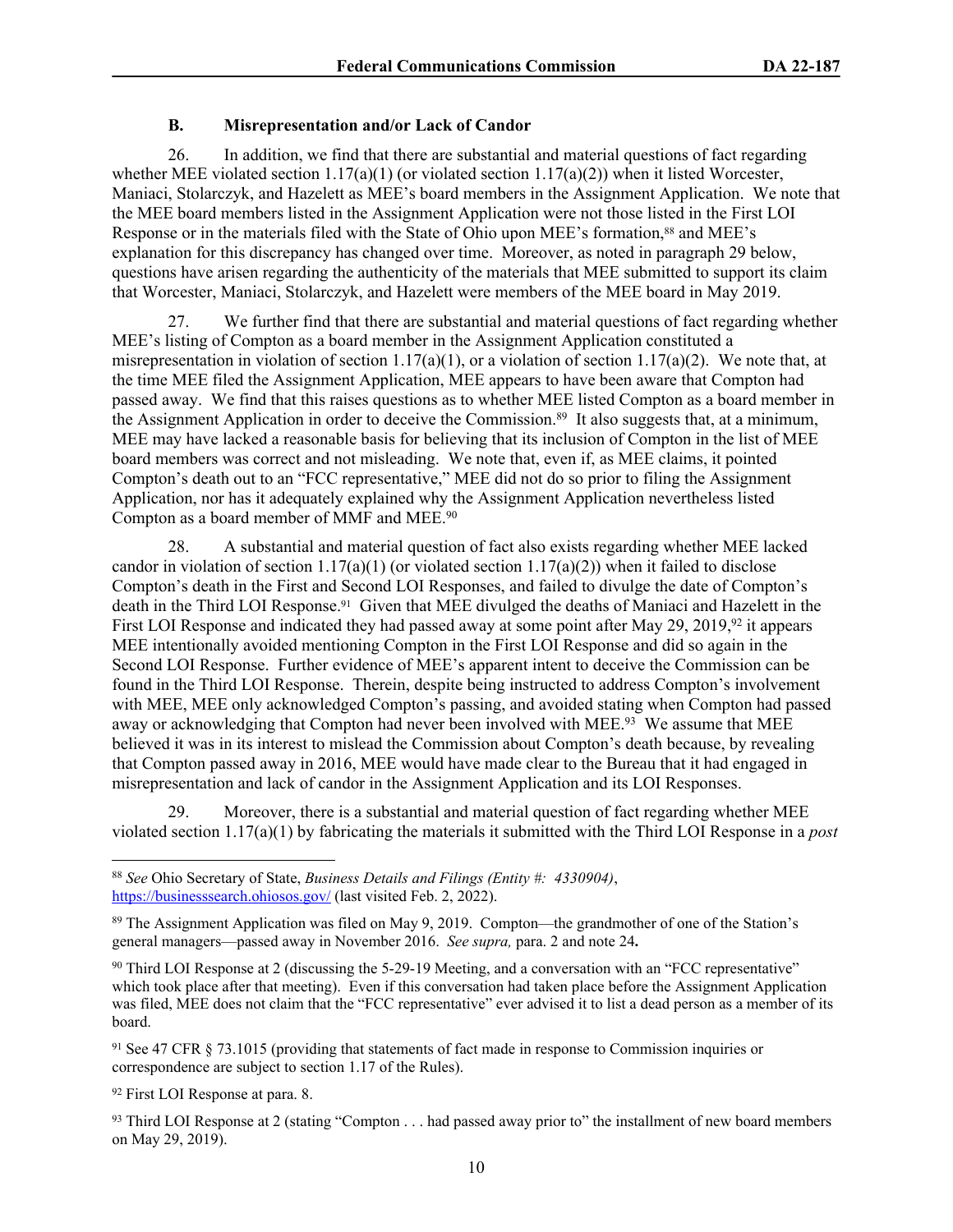### B. Misrepresentation and/or Lack of Candor

26. In addition, we find that there are substantial and material questions of fact regarding whether MEE violated section 1.17(a)(1) (or violated section 1.17(a)(2)) when it listed Worcester, Maniaci, Stolarczyk, and Hazelett as MEE's board members in the Assignment Application. We note that the MEE board members listed in the Assignment Application were not those listed in the First LOI Response or in the materials filed with the State of Ohio upon MEE's formation,[88] and MEE's explanation for this discrepancy has changed over time. Moreover, as noted in paragraph 29 below, questions have arisen regarding the authenticity of the materials that MEE submitted to support its claim that Worcester, Maniaci, Stolarczyk, and Hazelett were members of the MEE board in May 2019.

27. We further find that there are substantial and material questions of fact regarding whether MEE's listing of Compton as a board member in the Assignment Application constituted a misrepresentation in violation of section 1.17(a)(1), or a violation of section 1.17(a)(2). We note that, at the time MEE filed the Assignment Application, MEE appears to have been aware that Compton had passed away. We find that this raises questions as to whether MEE listed Compton as a board member in the Assignment Application in order to deceive the Commission.[89] It also suggests that, at a minimum, MEE may have lacked a reasonable basis for believing that its inclusion of Compton in the list of MEE board members was correct and not misleading. We note that, even if, as MEE claims, it pointed Compton's death out to an "FCC representative," MEE did not do so prior to filing the Assignment Application, nor has it adequately explained why the Assignment Application nevertheless listed Compton as a board member of MMF and MEE.[90]

28. A substantial and material question of fact also exists regarding whether MEE lacked candor in violation of section 1.17(a)(1) (or violated section 1.17(a)(2)) when it failed to disclose Compton's death in the First and Second LOI Responses, and failed to divulge the date of Compton's death in the Third LOI Response.[91] Given that MEE divulged the deaths of Maniaci and Hazelett in the First LOI Response and indicated they had passed away at some point after May 29, 2019,[92] it appears MEE intentionally avoided mentioning Compton in the First LOI Response and did so again in the Second LOI Response. Further evidence of MEE's apparent intent to deceive the Commission can be found in the Third LOI Response. Therein, despite being instructed to address Compton's involvement with MEE, MEE only acknowledged Compton's passing, and avoided stating when Compton had passed away or acknowledging that Compton had never been involved with MEE.[93] We assume that MEE believed it was in its interest to mislead the Commission about Compton's death because, by revealing that Compton passed away in 2016, MEE would have made clear to the Bureau that it had engaged in misrepresentation and lack of candor in the Assignment Application and its LOI Responses.

29. Moreover, there is a substantial and material question of fact regarding whether MEE violated section 1.17(a)(1) by fabricating the materials it submitted with the Third LOI Response in a *post*

---

[88] *See* Ohio Secretary of State, *Business Details and Filings (Entity #: 4330904)*, https://businesssearch.ohiosos.gov/ (last visited Feb. 2, 2022).

[89] The Assignment Application was filed on May 9, 2019. Compton—the grandmother of one of the Station's general managers—passed away in November 2016. *See supra,* para. 2 and note 24**.**

[90] Third LOI Response at 2 (discussing the 5-29-19 Meeting, and a conversation with an "FCC representative" which took place after that meeting). Even if this conversation had taken place before the Assignment Application was filed, MEE does not claim that the "FCC representative" ever advised it to list a dead person as a member of its board.

[91] See 47 CFR § 73.1015 (providing that statements of fact made in response to Commission inquiries or correspondence are subject to section 1.17 of the Rules).

[92] First LOI Response at para. 8.

[93] Third LOI Response at 2 (stating "Compton . . . had passed away prior to" the installment of new board members on May 29, 2019).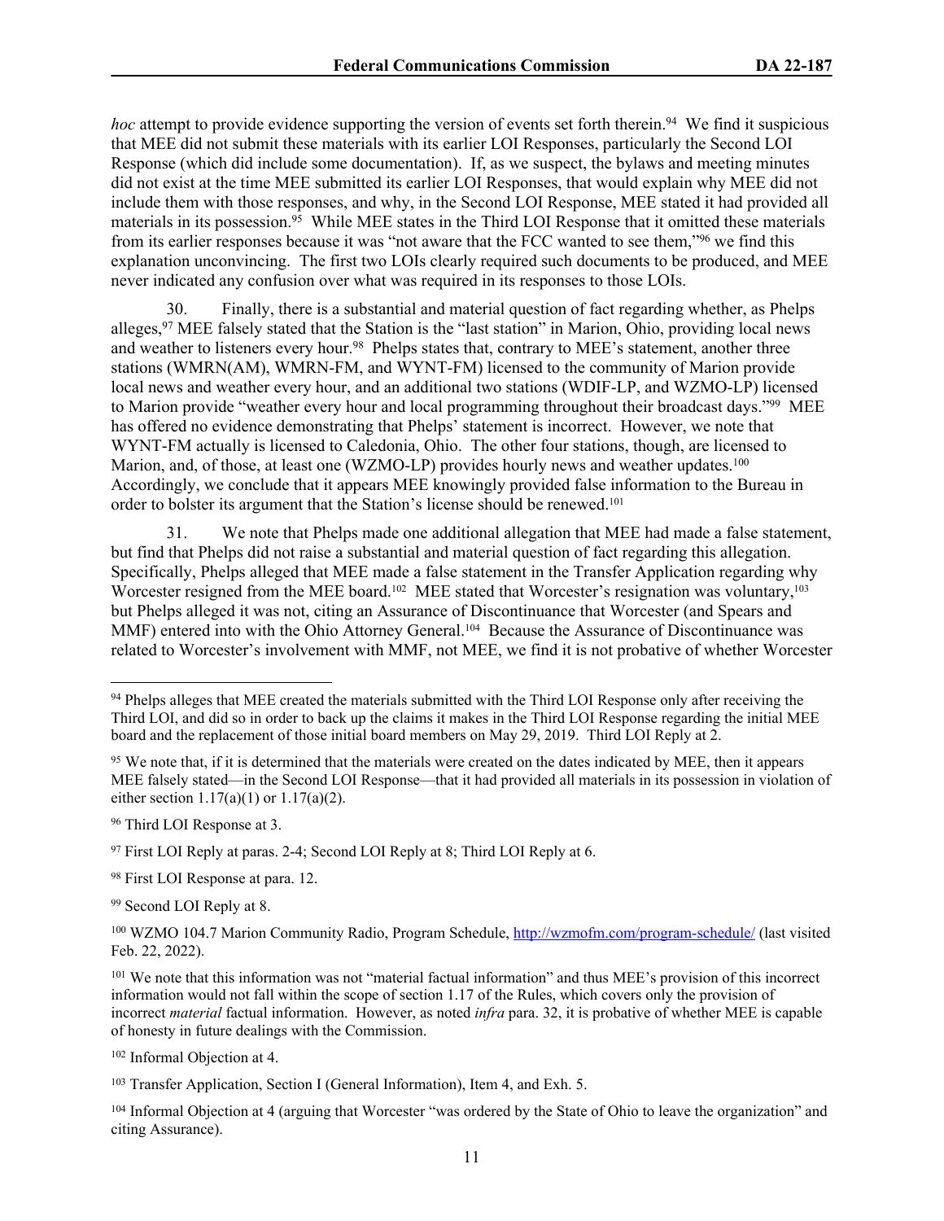*hoc* attempt to provide evidence supporting the version of events set forth therein.[94] We find it suspicious that MEE did not submit these materials with its earlier LOI Responses, particularly the Second LOI Response (which did include some documentation). If, as we suspect, the bylaws and meeting minutes did not exist at the time MEE submitted its earlier LOI Responses, that would explain why MEE did not include them with those responses, and why, in the Second LOI Response, MEE stated it had provided all materials in its possession.[95] While MEE states in the Third LOI Response that it omitted these materials from its earlier responses because it was "not aware that the FCC wanted to see them,"[96] we find this explanation unconvincing. The first two LOIs clearly required such documents to be produced, and MEE never indicated any confusion over what was required in its responses to those LOIs.

30. Finally, there is a substantial and material question of fact regarding whether, as Phelps alleges,[97] MEE falsely stated that the Station is the "last station" in Marion, Ohio, providing local news and weather to listeners every hour.[98] Phelps states that, contrary to MEE's statement, another three stations (WMRN(AM), WMRN-FM, and WYNT-FM) licensed to the community of Marion provide local news and weather every hour, and an additional two stations (WDIF-LP, and WZMO-LP) licensed to Marion provide "weather every hour and local programming throughout their broadcast days."[99] MEE has offered no evidence demonstrating that Phelps' statement is incorrect. However, we note that WYNT-FM actually is licensed to Caledonia, Ohio. The other four stations, though, are licensed to Marion, and, of those, at least one (WZMO-LP) provides hourly news and weather updates.[100] Accordingly, we conclude that it appears MEE knowingly provided false information to the Bureau in order to bolster its argument that the Station's license should be renewed.[101]

31. We note that Phelps made one additional allegation that MEE had made a false statement, but find that Phelps did not raise a substantial and material question of fact regarding this allegation. Specifically, Phelps alleged that MEE made a false statement in the Transfer Application regarding why Worcester resigned from the MEE board.[102] MEE stated that Worcester's resignation was voluntary,[103] but Phelps alleged it was not, citing an Assurance of Discontinuance that Worcester (and Spears and MMF) entered into with the Ohio Attorney General.[104] Because the Assurance of Discontinuance was related to Worcester's involvement with MMF, not MEE, we find it is not probative of whether Worcester

---

[94] Phelps alleges that MEE created the materials submitted with the Third LOI Response only after receiving the Third LOI, and did so in order to back up the claims it makes in the Third LOI Response regarding the initial MEE board and the replacement of those initial board members on May 29, 2019. Third LOI Reply at 2.

[95] We note that, if it is determined that the materials were created on the dates indicated by MEE, then it appears MEE falsely stated—in the Second LOI Response—that it had provided all materials in its possession in violation of either section 1.17(a)(1) or 1.17(a)(2).

[96] Third LOI Response at 3.

[97] First LOI Reply at paras. 2-4; Second LOI Reply at 8; Third LOI Reply at 6.

[98] First LOI Response at para. 12.

[99] Second LOI Reply at 8.

[100] WZMO 104.7 Marion Community Radio, Program Schedule, http://wzmofm.com/program-schedule/ (last visited Feb. 22, 2022).

[101] We note that this information was not "material factual information" and thus MEE's provision of this incorrect information would not fall within the scope of section 1.17 of the Rules, which covers only the provision of incorrect *material* factual information. However, as noted *infra* para. 32, it is probative of whether MEE is capable of honesty in future dealings with the Commission.

[102] Informal Objection at 4.

[103] Transfer Application, Section I (General Information), Item 4, and Exh. 5.

[104] Informal Objection at 4 (arguing that Worcester "was ordered by the State of Ohio to leave the organization" and citing Assurance).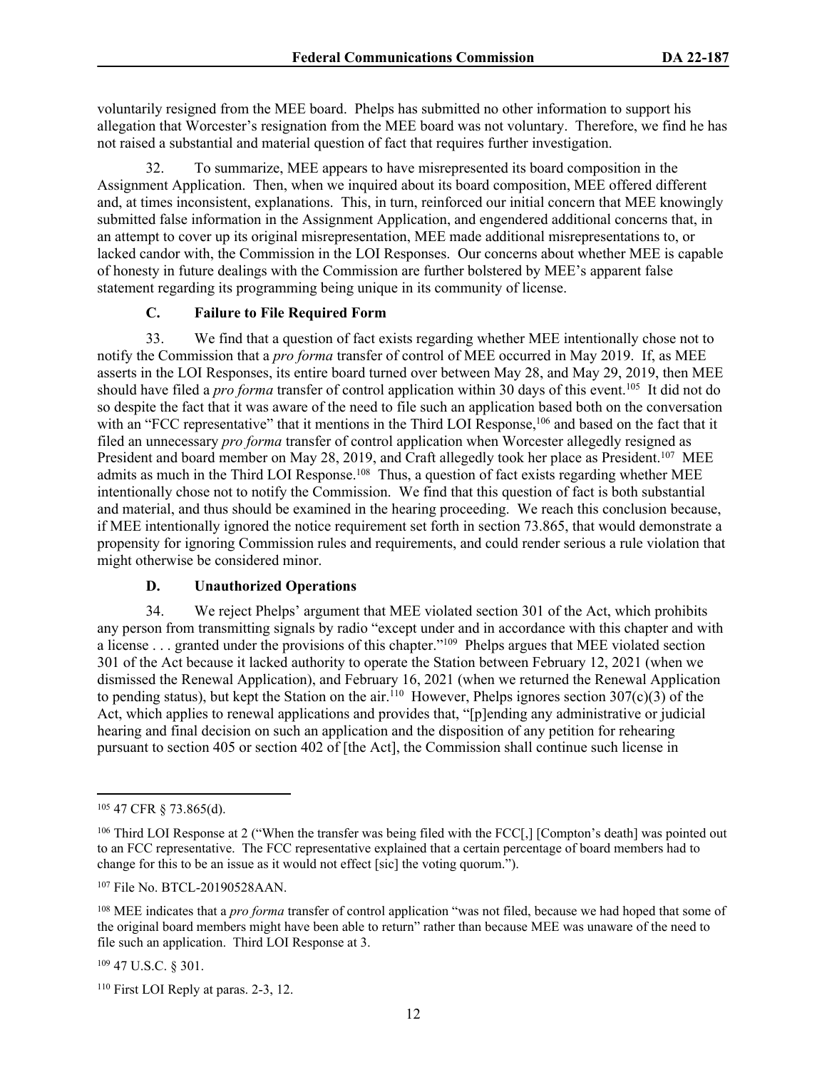voluntarily resigned from the MEE board. Phelps has submitted no other information to support his allegation that Worcester's resignation from the MEE board was not voluntary. Therefore, we find he has not raised a substantial and material question of fact that requires further investigation.

32. To summarize, MEE appears to have misrepresented its board composition in the Assignment Application. Then, when we inquired about its board composition, MEE offered different and, at times inconsistent, explanations. This, in turn, reinforced our initial concern that MEE knowingly submitted false information in the Assignment Application, and engendered additional concerns that, in an attempt to cover up its original misrepresentation, MEE made additional misrepresentations to, or lacked candor with, the Commission in the LOI Responses. Our concerns about whether MEE is capable of honesty in future dealings with the Commission are further bolstered by MEE's apparent false statement regarding its programming being unique in its community of license.

### C. Failure to File Required Form

33. We find that a question of fact exists regarding whether MEE intentionally chose not to notify the Commission that a *pro forma* transfer of control of MEE occurred in May 2019. If, as MEE asserts in the LOI Responses, its entire board turned over between May 28, and May 29, 2019, then MEE should have filed a *pro forma* transfer of control application within 30 days of this event.[105] It did not do so despite the fact that it was aware of the need to file such an application based both on the conversation with an "FCC representative" that it mentions in the Third LOI Response,[106] and based on the fact that it filed an unnecessary *pro forma* transfer of control application when Worcester allegedly resigned as President and board member on May 28, 2019, and Craft allegedly took her place as President.[107] MEE admits as much in the Third LOI Response.[108] Thus, a question of fact exists regarding whether MEE intentionally chose not to notify the Commission. We find that this question of fact is both substantial and material, and thus should be examined in the hearing proceeding. We reach this conclusion because, if MEE intentionally ignored the notice requirement set forth in section 73.865, that would demonstrate a propensity for ignoring Commission rules and requirements, and could render serious a rule violation that might otherwise be considered minor.

### D. Unauthorized Operations

34. We reject Phelps' argument that MEE violated section 301 of the Act, which prohibits any person from transmitting signals by radio "except under and in accordance with this chapter and with a license . . . granted under the provisions of this chapter."[109] Phelps argues that MEE violated section 301 of the Act because it lacked authority to operate the Station between February 12, 2021 (when we dismissed the Renewal Application), and February 16, 2021 (when we returned the Renewal Application to pending status), but kept the Station on the air.[110] However, Phelps ignores section 307(c)(3) of the Act, which applies to renewal applications and provides that, "[p]ending any administrative or judicial hearing and final decision on such an application and the disposition of any petition for rehearing pursuant to section 405 or section 402 of [the Act], the Commission shall continue such license in

---

[105] 47 CFR § 73.865(d).

[106] Third LOI Response at 2 ("When the transfer was being filed with the FCC[,] [Compton's death] was pointed out to an FCC representative. The FCC representative explained that a certain percentage of board members had to change for this to be an issue as it would not effect [sic] the voting quorum.").

[107] File No. BTCL-20190528AAN.

[108] MEE indicates that a *pro forma* transfer of control application "was not filed, because we had hoped that some of the original board members might have been able to return" rather than because MEE was unaware of the need to file such an application. Third LOI Response at 3.

[109] 47 U.S.C. § 301.

[110] First LOI Reply at paras. 2-3, 12.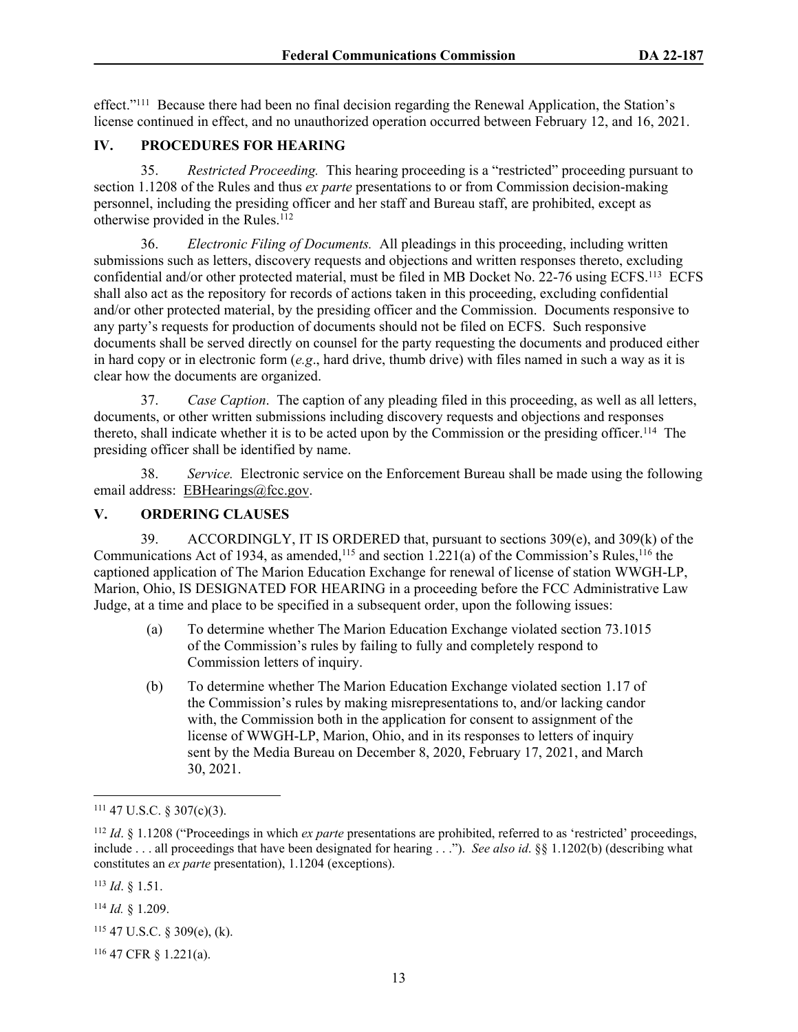effect."[111] Because there had been no final decision regarding the Renewal Application, the Station's license continued in effect, and no unauthorized operation occurred between February 12, and 16, 2021.

## IV. PROCEDURES FOR HEARING

35. *Restricted Proceeding.* This hearing proceeding is a "restricted" proceeding pursuant to section 1.1208 of the Rules and thus *ex parte* presentations to or from Commission decision-making personnel, including the presiding officer and her staff and Bureau staff, are prohibited, except as otherwise provided in the Rules.[112]

36. *Electronic Filing of Documents.* All pleadings in this proceeding, including written submissions such as letters, discovery requests and objections and written responses thereto, excluding confidential and/or other protected material, must be filed in MB Docket No. 22-76 using ECFS.[113] ECFS shall also act as the repository for records of actions taken in this proceeding, excluding confidential and/or other protected material, by the presiding officer and the Commission. Documents responsive to any party's requests for production of documents should not be filed on ECFS. Such responsive documents shall be served directly on counsel for the party requesting the documents and produced either in hard copy or in electronic form (*e.g*., hard drive, thumb drive) with files named in such a way as it is clear how the documents are organized.

37. *Case Caption*. The caption of any pleading filed in this proceeding, as well as all letters, documents, or other written submissions including discovery requests and objections and responses thereto, shall indicate whether it is to be acted upon by the Commission or the presiding officer.[114] The presiding officer shall be identified by name.

38. *Service.* Electronic service on the Enforcement Bureau shall be made using the following email address: EBHearings@fcc.gov.

## V. ORDERING CLAUSES

39. ACCORDINGLY, IT IS ORDERED that, pursuant to sections 309(e), and 309(k) of the Communications Act of 1934, as amended,[115] and section 1.221(a) of the Commission's Rules,[116] the captioned application of The Marion Education Exchange for renewal of license of station WWGH-LP, Marion, Ohio, IS DESIGNATED FOR HEARING in a proceeding before the FCC Administrative Law Judge, at a time and place to be specified in a subsequent order, upon the following issues:

(a) To determine whether The Marion Education Exchange violated section 73.1015 of the Commission's rules by failing to fully and completely respond to Commission letters of inquiry.

(b) To determine whether The Marion Education Exchange violated section 1.17 of the Commission's rules by making misrepresentations to, and/or lacking candor with, the Commission both in the application for consent to assignment of the license of WWGH-LP, Marion, Ohio, and in its responses to letters of inquiry sent by the Media Bureau on December 8, 2020, February 17, 2021, and March 30, 2021.

---

[111] 47 U.S.C. § 307(c)(3).

[112] *Id*. § 1.1208 ("Proceedings in which *ex parte* presentations are prohibited, referred to as 'restricted' proceedings, include . . . all proceedings that have been designated for hearing . . ."). *See also id*. §§ 1.1202(b) (describing what constitutes an *ex parte* presentation), 1.1204 (exceptions).

[113] *Id*. § 1.51.

[114] *Id.* § 1.209.

[115] 47 U.S.C. § 309(e), (k).

[116] 47 CFR § 1.221(a).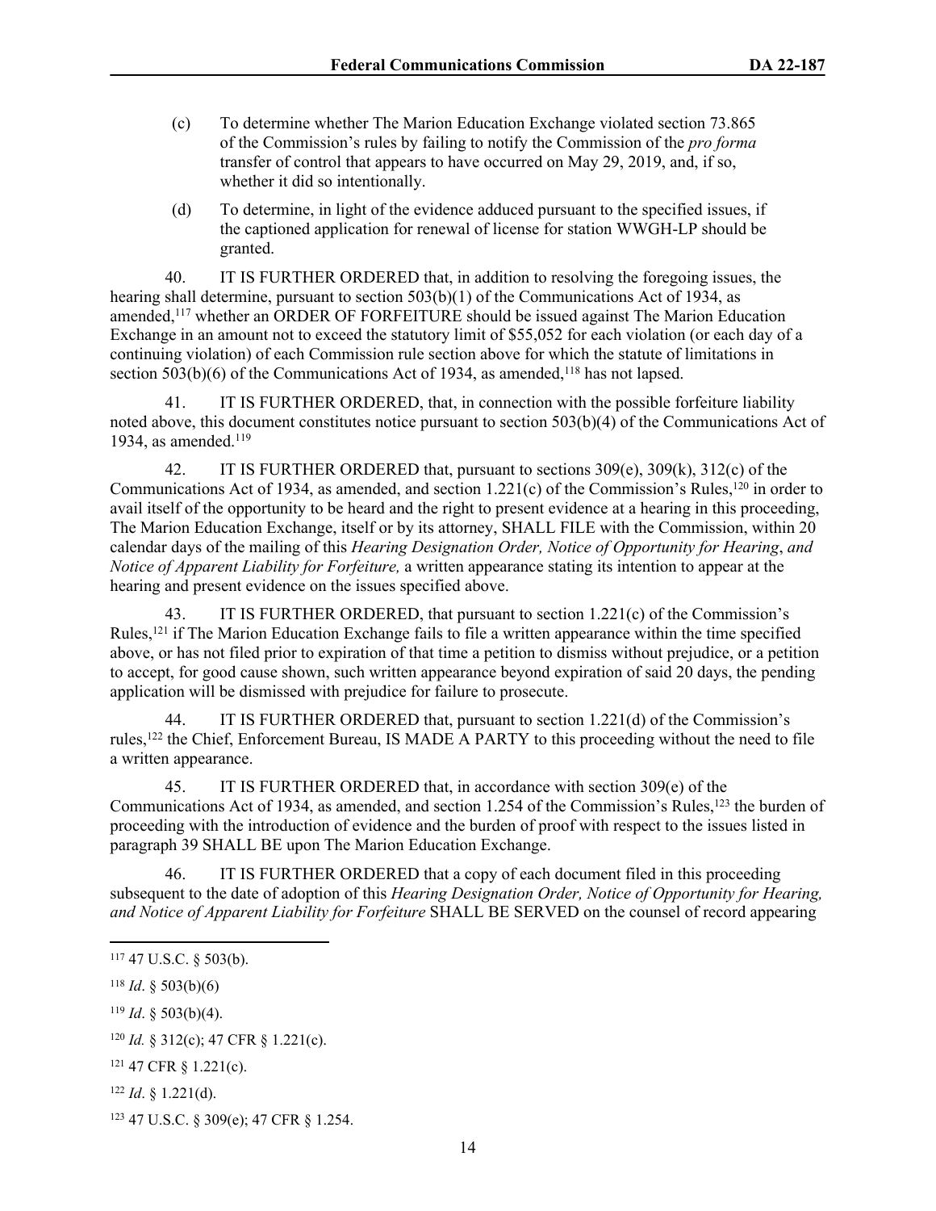(c) To determine whether The Marion Education Exchange violated section 73.865 of the Commission's rules by failing to notify the Commission of the *pro forma* transfer of control that appears to have occurred on May 29, 2019, and, if so, whether it did so intentionally.

(d) To determine, in light of the evidence adduced pursuant to the specified issues, if the captioned application for renewal of license for station WWGH-LP should be granted.

40. IT IS FURTHER ORDERED that, in addition to resolving the foregoing issues, the hearing shall determine, pursuant to section 503(b)(1) of the Communications Act of 1934, as amended,[117] whether an ORDER OF FORFEITURE should be issued against The Marion Education Exchange in an amount not to exceed the statutory limit of $55,052 for each violation (or each day of a continuing violation) of each Commission rule section above for which the statute of limitations in section 503(b)(6) of the Communications Act of 1934, as amended,[118] has not lapsed.

41. IT IS FURTHER ORDERED, that, in connection with the possible forfeiture liability noted above, this document constitutes notice pursuant to section 503(b)(4) of the Communications Act of 1934, as amended.[119]

42. IT IS FURTHER ORDERED that, pursuant to sections 309(e), 309(k), 312(c) of the Communications Act of 1934, as amended, and section 1.221(c) of the Commission's Rules,[120] in order to avail itself of the opportunity to be heard and the right to present evidence at a hearing in this proceeding, The Marion Education Exchange, itself or by its attorney, SHALL FILE with the Commission, within 20 calendar days of the mailing of this *Hearing Designation Order, Notice of Opportunity for Hearing*, *and Notice of Apparent Liability for Forfeiture,* a written appearance stating its intention to appear at the hearing and present evidence on the issues specified above.

43. IT IS FURTHER ORDERED, that pursuant to section 1.221(c) of the Commission's Rules,[121] if The Marion Education Exchange fails to file a written appearance within the time specified above, or has not filed prior to expiration of that time a petition to dismiss without prejudice, or a petition to accept, for good cause shown, such written appearance beyond expiration of said 20 days, the pending application will be dismissed with prejudice for failure to prosecute.

44. IT IS FURTHER ORDERED that, pursuant to section 1.221(d) of the Commission's rules,[122] the Chief, Enforcement Bureau, IS MADE A PARTY to this proceeding without the need to file a written appearance.

45. IT IS FURTHER ORDERED that, in accordance with section 309(e) of the Communications Act of 1934, as amended, and section 1.254 of the Commission's Rules,[123] the burden of proceeding with the introduction of evidence and the burden of proof with respect to the issues listed in paragraph 39 SHALL BE upon The Marion Education Exchange.

46. IT IS FURTHER ORDERED that a copy of each document filed in this proceeding subsequent to the date of adoption of this *Hearing Designation Order, Notice of Opportunity for Hearing, and Notice of Apparent Liability for Forfeiture* SHALL BE SERVED on the counsel of record appearing

---

[117] 47 U.S.C. § 503(b).

[118] *Id*. § 503(b)(6)

[119] *Id*. § 503(b)(4).

[120] *Id.* § 312(c); 47 CFR § 1.221(c).

[121] 47 CFR § 1.221(c).

[122] *Id*. § 1.221(d).

[123] 47 U.S.C. § 309(e); 47 CFR § 1.254.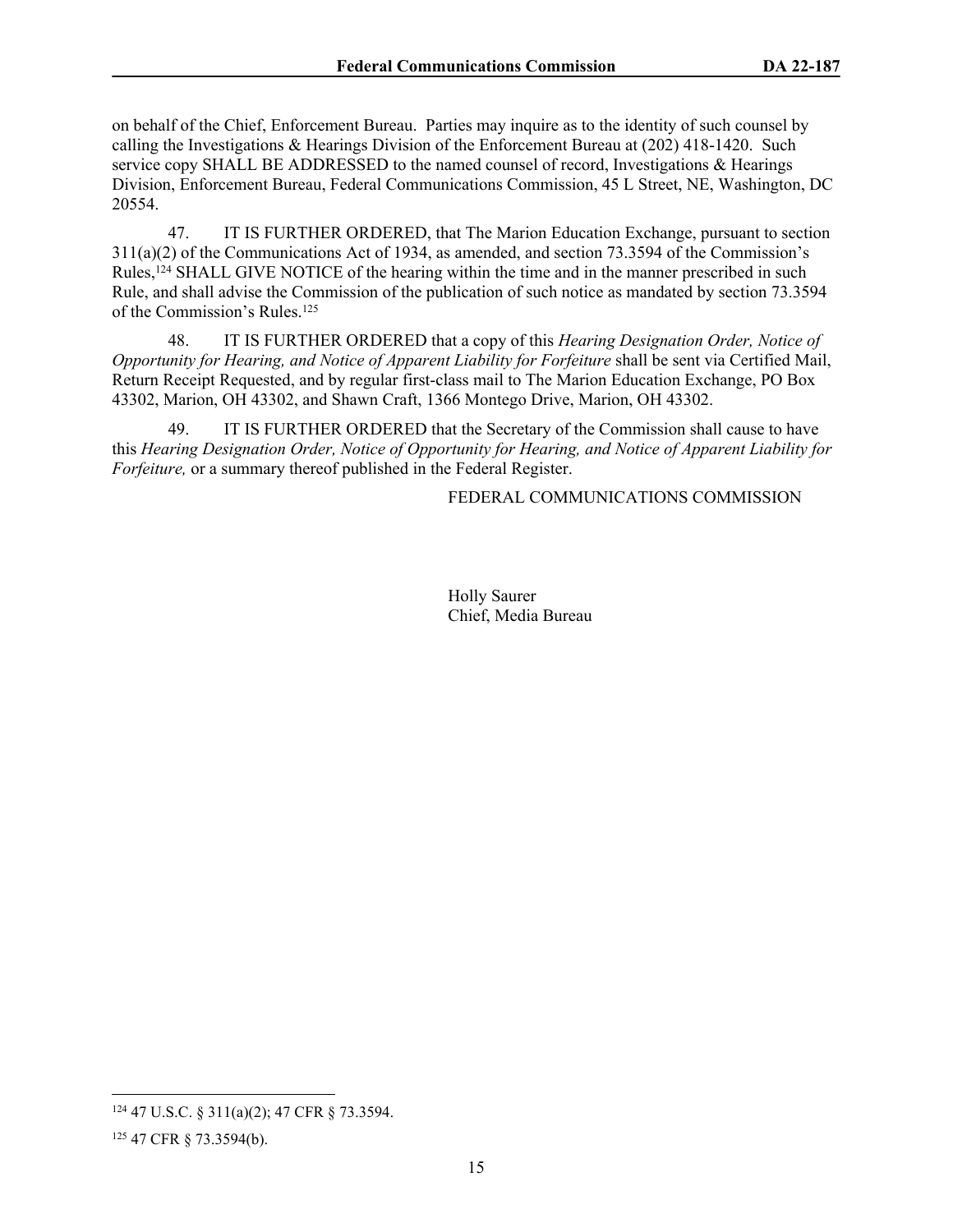on behalf of the Chief, Enforcement Bureau. Parties may inquire as to the identity of such counsel by calling the Investigations & Hearings Division of the Enforcement Bureau at (202) 418-1420. Such service copy SHALL BE ADDRESSED to the named counsel of record, Investigations & Hearings Division, Enforcement Bureau, Federal Communications Commission, 45 L Street, NE, Washington, DC 20554.

47. IT IS FURTHER ORDERED, that The Marion Education Exchange, pursuant to section 311(a)(2) of the Communications Act of 1934, as amended, and section 73.3594 of the Commission's Rules,[124] SHALL GIVE NOTICE of the hearing within the time and in the manner prescribed in such Rule, and shall advise the Commission of the publication of such notice as mandated by section 73.3594 of the Commission's Rules.[125]

48. IT IS FURTHER ORDERED that a copy of this *Hearing Designation Order, Notice of Opportunity for Hearing, and Notice of Apparent Liability for Forfeiture* shall be sent via Certified Mail, Return Receipt Requested, and by regular first-class mail to The Marion Education Exchange, PO Box 43302, Marion, OH 43302, and Shawn Craft, 1366 Montego Drive, Marion, OH 43302.

49. IT IS FURTHER ORDERED that the Secretary of the Commission shall cause to have this *Hearing Designation Order, Notice of Opportunity for Hearing, and Notice of Apparent Liability for Forfeiture,* or a summary thereof published in the Federal Register.

FEDERAL COMMUNICATIONS COMMISSION

Holly Saurer
Chief, Media Bureau

---

[124] 47 U.S.C. § 311(a)(2); 47 CFR § 73.3594.

[125] 47 CFR § 73.3594(b).